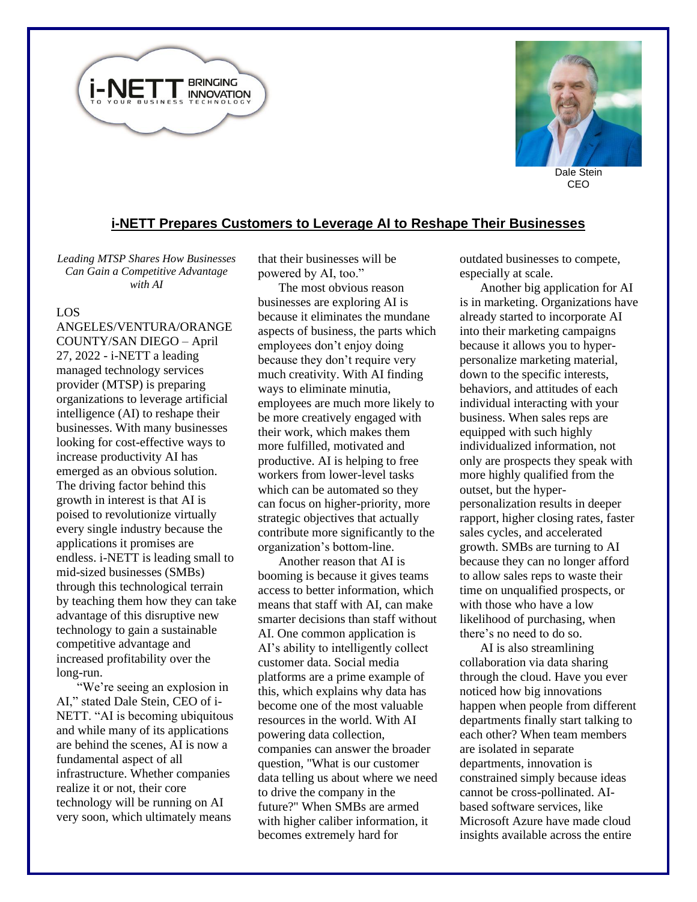Dale Stein
CEO

## i-NETT Prepares Customers to Leverage AI to Reshape Their Businesses

*Leading MTSP Shares How Businesses Can Gain a Competitive Advantage with AI*

LOS ANGELES/VENTURA/ORANGE COUNTY/SAN DIEGO – April 27, 2022 - i-NETT a leading managed technology services provider (MTSP) is preparing organizations to leverage artificial intelligence (AI) to reshape their businesses. With many businesses looking for cost-effective ways to increase productivity AI has emerged as an obvious solution. The driving factor behind this growth in interest is that AI is poised to revolutionize virtually every single industry because the applications it promises are endless. i-NETT is leading small to mid-sized businesses (SMBs) through this technological terrain by teaching them how they can take advantage of this disruptive new technology to gain a sustainable competitive advantage and increased profitability over the long-run.

"We're seeing an explosion in AI," stated Dale Stein, CEO of i-NETT. "AI is becoming ubiquitous and while many of its applications are behind the scenes, AI is now a fundamental aspect of all infrastructure. Whether companies realize it or not, their core technology will be running on AI very soon, which ultimately means that their businesses will be powered by AI, too."

The most obvious reason businesses are exploring AI is because it eliminates the mundane aspects of business, the parts which employees don't enjoy doing because they don't require very much creativity. With AI finding ways to eliminate minutia, employees are much more likely to be more creatively engaged with their work, which makes them more fulfilled, motivated and productive. AI is helping to free workers from lower-level tasks which can be automated so they can focus on higher-priority, more strategic objectives that actually contribute more significantly to the organization's bottom-line.

Another reason that AI is booming is because it gives teams access to better information, which means that staff with AI, can make smarter decisions than staff without AI. One common application is AI's ability to intelligently collect customer data. Social media platforms are a prime example of this, which explains why data has become one of the most valuable resources in the world. With AI powering data collection, companies can answer the broader question, "What is our customer data telling us about where we need to drive the company in the future?" When SMBs are armed with higher caliber information, it becomes extremely hard for outdated businesses to compete, especially at scale.

Another big application for AI is in marketing. Organizations have already started to incorporate AI into their marketing campaigns because it allows you to hyper-personalize marketing material, down to the specific interests, behaviors, and attitudes of each individual interacting with your business. When sales reps are equipped with such highly individualized information, not only are prospects they speak with more highly qualified from the outset, but the hyper-personalization results in deeper rapport, higher closing rates, faster sales cycles, and accelerated growth. SMBs are turning to AI because they can no longer afford to allow sales reps to waste their time on unqualified prospects, or with those who have a low likelihood of purchasing, when there's no need to do so.

AI is also streamlining collaboration via data sharing through the cloud. Have you ever noticed how big innovations happen when people from different departments finally start talking to each other? When team members are isolated in separate departments, innovation is constrained simply because ideas cannot be cross-pollinated. AI-based software services, like Microsoft Azure have made cloud insights available across the entire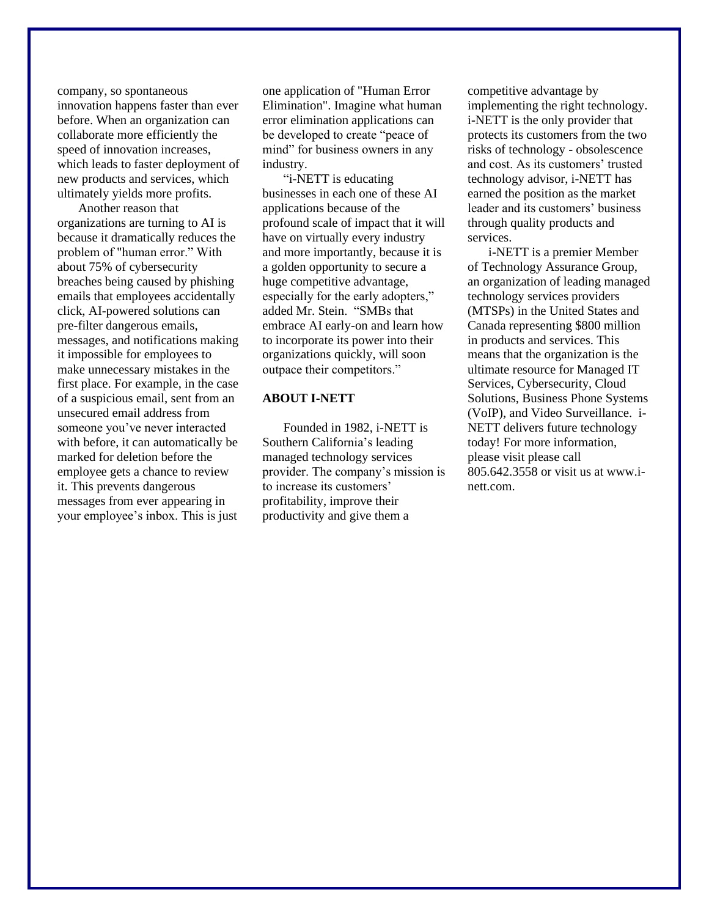company, so spontaneous innovation happens faster than ever before. When an organization can collaborate more efficiently the speed of innovation increases, which leads to faster deployment of new products and services, which ultimately yields more profits.

Another reason that organizations are turning to AI is because it dramatically reduces the problem of "human error." With about 75% of cybersecurity breaches being caused by phishing emails that employees accidentally click, AI-powered solutions can pre-filter dangerous emails, messages, and notifications making it impossible for employees to make unnecessary mistakes in the first place. For example, in the case of a suspicious email, sent from an unsecured email address from someone you've never interacted with before, it can automatically be marked for deletion before the employee gets a chance to review it. This prevents dangerous messages from ever appearing in your employee's inbox. This is just one application of "Human Error Elimination". Imagine what human error elimination applications can be developed to create "peace of mind" for business owners in any industry.

"i-NETT is educating businesses in each one of these AI applications because of the profound scale of impact that it will have on virtually every industry and more importantly, because it is a golden opportunity to secure a huge competitive advantage, especially for the early adopters," added Mr. Stein. "SMBs that embrace AI early-on and learn how to incorporate its power into their organizations quickly, will soon outpace their competitors."

**ABOUT I-NETT**

Founded in 1982, i-NETT is Southern California's leading managed technology services provider. The company's mission is to increase its customers' profitability, improve their productivity and give them a competitive advantage by implementing the right technology. i-NETT is the only provider that protects its customers from the two risks of technology - obsolescence and cost. As its customers' trusted technology advisor, i-NETT has earned the position as the market leader and its customers' business through quality products and services.

i-NETT is a premier Member of Technology Assurance Group, an organization of leading managed technology services providers (MTSPs) in the United States and Canada representing $800 million in products and services. This means that the organization is the ultimate resource for Managed IT Services, Cybersecurity, Cloud Solutions, Business Phone Systems (VoIP), and Video Surveillance. i-NETT delivers future technology today! For more information, please visit please call 805.642.3558 or visit us at www.i-nett.com.